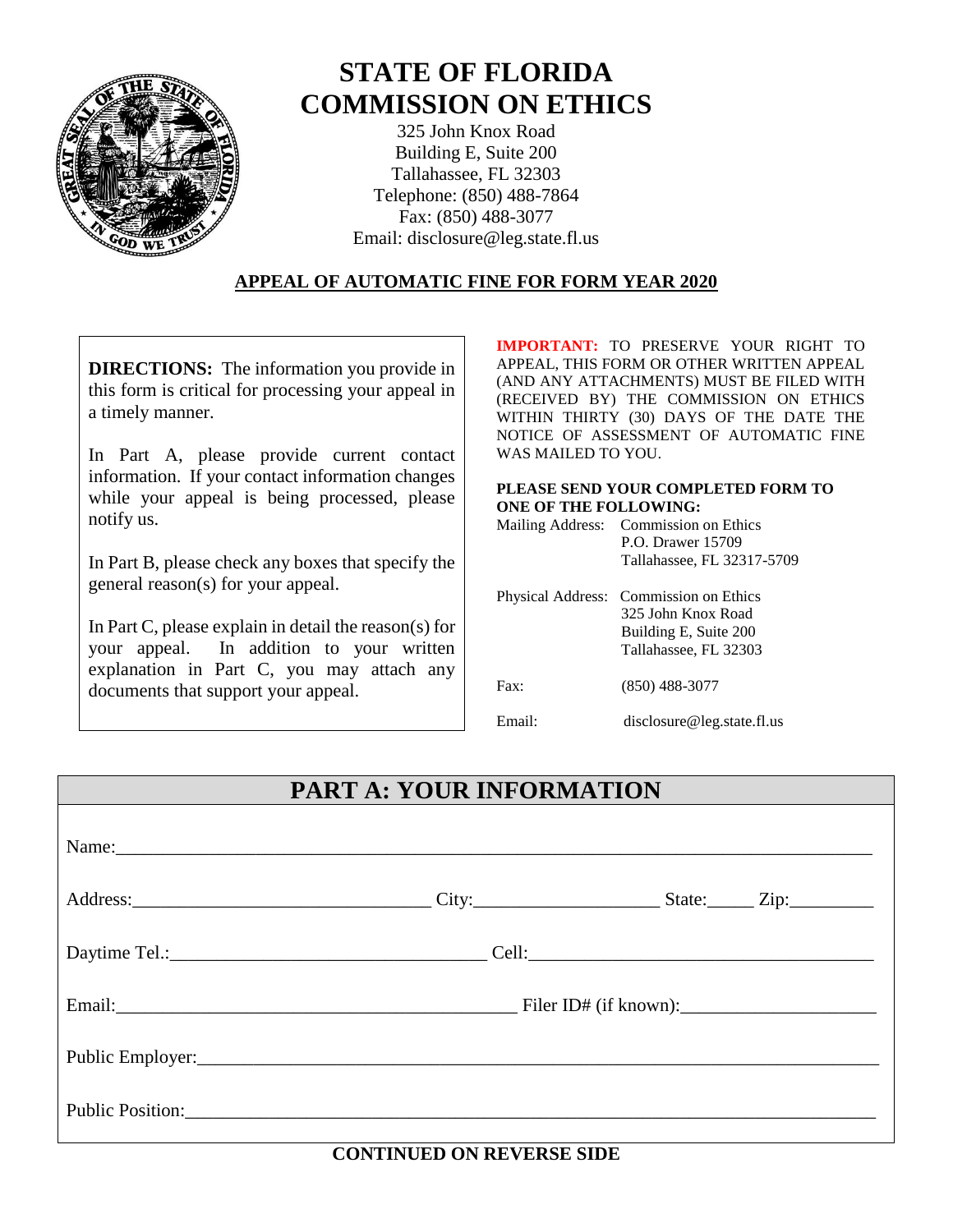# STATE OF FLORIDA
# COMMISSION ON ETHICS

325 John Knox Road
Building E, Suite 200
Tallahassee, FL 32303
Telephone: (850) 488-7864
Fax: (850) 488-3077
Email: disclosure@leg.state.fl.us

## APPEAL OF AUTOMATIC FINE FOR FORM YEAR 2020

**DIRECTIONS:** The information you provide in this form is critical for processing your appeal in a timely manner.

In Part A, please provide current contact information. If your contact information changes while your appeal is being processed, please notify us.

In Part B, please check any boxes that specify the general reason(s) for your appeal.

In Part C, please explain in detail the reason(s) for your appeal. In addition to your written explanation in Part C, you may attach any documents that support your appeal.

**IMPORTANT:** TO PRESERVE YOUR RIGHT TO APPEAL, THIS FORM OR OTHER WRITTEN APPEAL (AND ANY ATTACHMENTS) MUST BE FILED WITH (RECEIVED BY) THE COMMISSION ON ETHICS WITHIN THIRTY (30) DAYS OF THE DATE THE NOTICE OF ASSESSMENT OF AUTOMATIC FINE WAS MAILED TO YOU.

**PLEASE SEND YOUR COMPLETED FORM TO ONE OF THE FOLLOWING:**

Mailing Address: Commission on Ethics
P.O. Drawer 15709
Tallahassee, FL 32317-5709

Physical Address: Commission on Ethics
325 John Knox Road
Building E, Suite 200
Tallahassee, FL 32303

Fax: (850) 488-3077

Email: disclosure@leg.state.fl.us

## PART A: YOUR INFORMATION

Name:______________________________________________

Address:_____________________ City:_______________ State:_____ Zip:_________

Daytime Tel.:_____________________ Cell:_____________________

Email:_____________________ Filer ID# (if known):_____________________

Public Employer:______________________________________________

Public Position:______________________________________________

**CONTINUED ON REVERSE SIDE**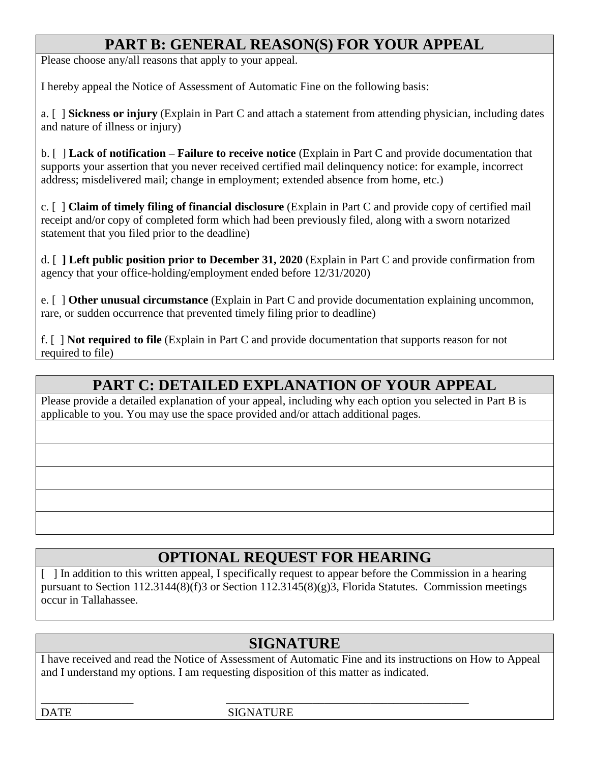## PART B: GENERAL REASON(S) FOR YOUR APPEAL

Please choose any/all reasons that apply to your appeal.

I hereby appeal the Notice of Assessment of Automatic Fine on the following basis:

a. [ ] **Sickness or injury** (Explain in Part C and attach a statement from attending physician, including dates and nature of illness or injury)

b. [ ] **Lack of notification – Failure to receive notice** (Explain in Part C and provide documentation that supports your assertion that you never received certified mail delinquency notice: for example, incorrect address; misdelivered mail; change in employment; extended absence from home, etc.)

c. [ ] **Claim of timely filing of financial disclosure** (Explain in Part C and provide copy of certified mail receipt and/or copy of completed form which had been previously filed, along with a sworn notarized statement that you filed prior to the deadline)

d. [ **] Left public position prior to December 31, 2020** (Explain in Part C and provide confirmation from agency that your office-holding/employment ended before 12/31/2020)

e. [ ] **Other unusual circumstance** (Explain in Part C and provide documentation explaining uncommon, rare, or sudden occurrence that prevented timely filing prior to deadline)

f. [ ] **Not required to file** (Explain in Part C and provide documentation that supports reason for not required to file)

## PART C: DETAILED EXPLANATION OF YOUR APPEAL

Please provide a detailed explanation of your appeal, including why each option you selected in Part B is applicable to you. You may use the space provided and/or attach additional pages.

## OPTIONAL REQUEST FOR HEARING

[ ] In addition to this written appeal, I specifically request to appear before the Commission in a hearing pursuant to Section 112.3144(8)(f)3 or Section 112.3145(8)(g)3, Florida Statutes. Commission meetings occur in Tallahassee.

## SIGNATURE

I have received and read the Notice of Assessment of Automatic Fine and its instructions on How to Appeal and I understand my options. I am requesting disposition of this matter as indicated.

_______________ ___________________________________________

DATE SIGNATURE